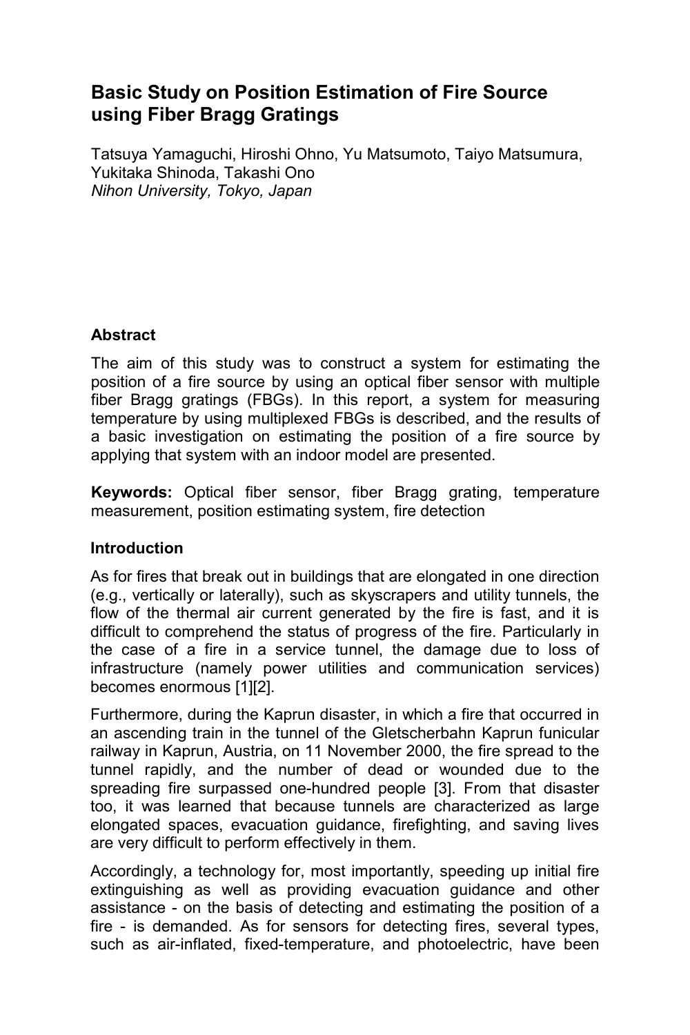# Basic Study on Position Estimation of Fire Source using Fiber Bragg Gratings

Tatsuya Yamaguchi, Hiroshi Ohno, Yu Matsumoto, Taiyo Matsumura, Yukitaka Shinoda, Takashi Ono
*Nihon University, Tokyo, Japan*

## Abstract

The aim of this study was to construct a system for estimating the position of a fire source by using an optical fiber sensor with multiple fiber Bragg gratings (FBGs). In this report, a system for measuring temperature by using multiplexed FBGs is described, and the results of a basic investigation on estimating the position of a fire source by applying that system with an indoor model are presented.

**Keywords:** Optical fiber sensor, fiber Bragg grating, temperature measurement, position estimating system, fire detection

## Introduction

As for fires that break out in buildings that are elongated in one direction (e.g., vertically or laterally), such as skyscrapers and utility tunnels, the flow of the thermal air current generated by the fire is fast, and it is difficult to comprehend the status of progress of the fire. Particularly in the case of a fire in a service tunnel, the damage due to loss of infrastructure (namely power utilities and communication services) becomes enormous [1][2].

Furthermore, during the Kaprun disaster, in which a fire that occurred in an ascending train in the tunnel of the Gletscherbahn Kaprun funicular railway in Kaprun, Austria, on 11 November 2000, the fire spread to the tunnel rapidly, and the number of dead or wounded due to the spreading fire surpassed one-hundred people [3]. From that disaster too, it was learned that because tunnels are characterized as large elongated spaces, evacuation guidance, firefighting, and saving lives are very difficult to perform effectively in them.

Accordingly, a technology for, most importantly, speeding up initial fire extinguishing as well as providing evacuation guidance and other assistance - on the basis of detecting and estimating the position of a fire - is demanded. As for sensors for detecting fires, several types, such as air-inflated, fixed-temperature, and photoelectric, have been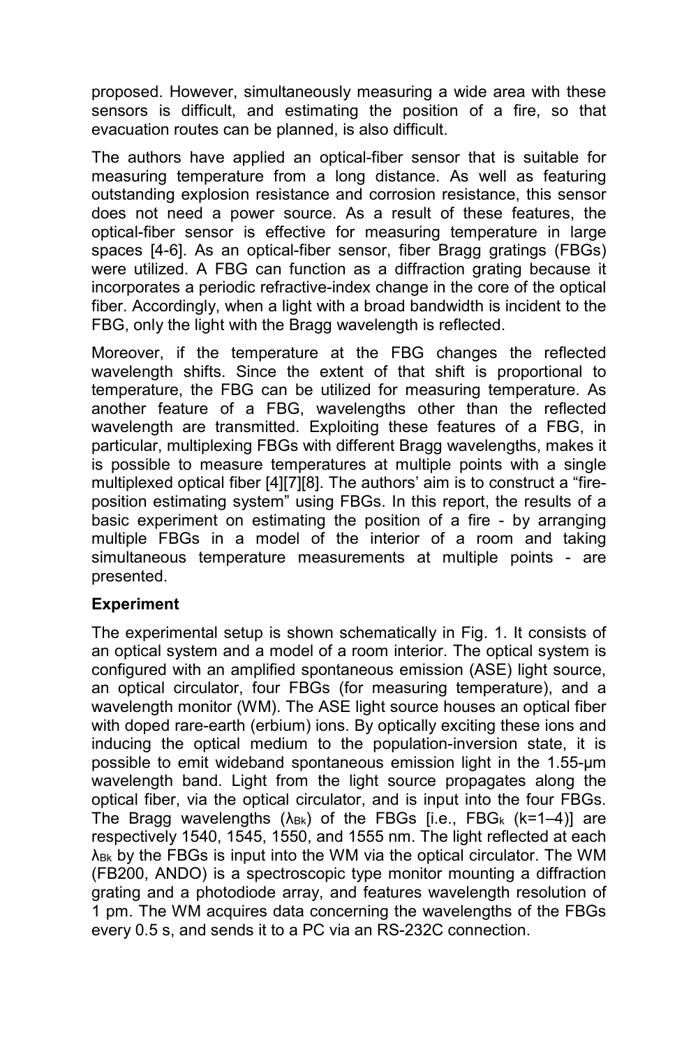proposed. However, simultaneously measuring a wide area with these sensors is difficult, and estimating the position of a fire, so that evacuation routes can be planned, is also difficult.

The authors have applied an optical-fiber sensor that is suitable for measuring temperature from a long distance. As well as featuring outstanding explosion resistance and corrosion resistance, this sensor does not need a power source. As a result of these features, the optical-fiber sensor is effective for measuring temperature in large spaces [4-6]. As an optical-fiber sensor, fiber Bragg gratings (FBGs) were utilized. A FBG can function as a diffraction grating because it incorporates a periodic refractive-index change in the core of the optical fiber. Accordingly, when a light with a broad bandwidth is incident to the FBG, only the light with the Bragg wavelength is reflected.

Moreover, if the temperature at the FBG changes the reflected wavelength shifts. Since the extent of that shift is proportional to temperature, the FBG can be utilized for measuring temperature. As another feature of a FBG, wavelengths other than the reflected wavelength are transmitted. Exploiting these features of a FBG, in particular, multiplexing FBGs with different Bragg wavelengths, makes it is possible to measure temperatures at multiple points with a single multiplexed optical fiber [4][7][8]. The authors' aim is to construct a "fire-position estimating system" using FBGs. In this report, the results of a basic experiment on estimating the position of a fire - by arranging multiple FBGs in a model of the interior of a room and taking simultaneous temperature measurements at multiple points - are presented.

**Experiment**

The experimental setup is shown schematically in Fig. 1. It consists of an optical system and a model of a room interior. The optical system is configured with an amplified spontaneous emission (ASE) light source, an optical circulator, four FBGs (for measuring temperature), and a wavelength monitor (WM). The ASE light source houses an optical fiber with doped rare-earth (erbium) ions. By optically exciting these ions and inducing the optical medium to the population-inversion state, it is possible to emit wideband spontaneous emission light in the 1.55-μm wavelength band. Light from the light source propagates along the optical fiber, via the optical circulator, and is input into the four FBGs. The Bragg wavelengths ($\lambda_{Bk}$) of the FBGs [i.e., $FBG_k$ (k=1–4)] are respectively 1540, 1545, 1550, and 1555 nm. The light reflected at each $\lambda_{Bk}$ by the FBGs is input into the WM via the optical circulator. The WM (FB200, ANDO) is a spectroscopic type monitor mounting a diffraction grating and a photodiode array, and features wavelength resolution of 1 pm. The WM acquires data concerning the wavelengths of the FBGs every 0.5 s, and sends it to a PC via an RS-232C connection.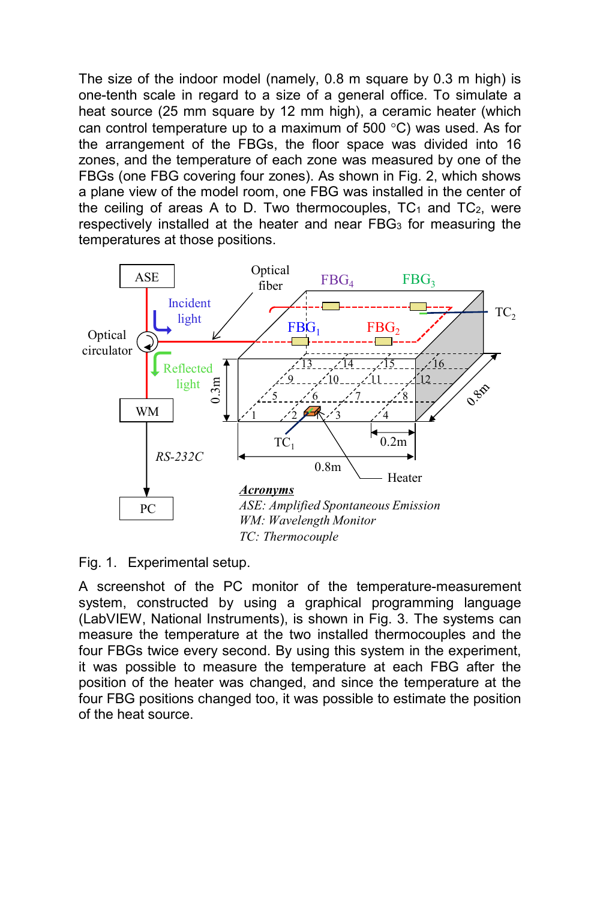The size of the indoor model (namely, 0.8 m square by 0.3 m high) is one-tenth scale in regard to a size of a general office. To simulate a heat source (25 mm square by 12 mm high), a ceramic heater (which can control temperature up to a maximum of 500 °C) was used. As for the arrangement of the FBGs, the floor space was divided into 16 zones, and the temperature of each zone was measured by one of the FBGs (one FBG covering four zones). As shown in Fig. 2, which shows a plane view of the model room, one FBG was installed in the center of the ceiling of areas A to D. Two thermocouples, $TC_1$ and $TC_2$, were respectively installed at the heater and near $FBG_3$ for measuring the temperatures at those positions.

Fig. 1. Experimental setup.

A screenshot of the PC monitor of the temperature-measurement system, constructed by using a graphical programming language (LabVIEW, National Instruments), is shown in Fig. 3. The systems can measure the temperature at the two installed thermocouples and the four FBGs twice every second. By using this system in the experiment, it was possible to measure the temperature at each FBG after the position of the heater was changed, and since the temperature at the four FBG positions changed too, it was possible to estimate the position of the heat source.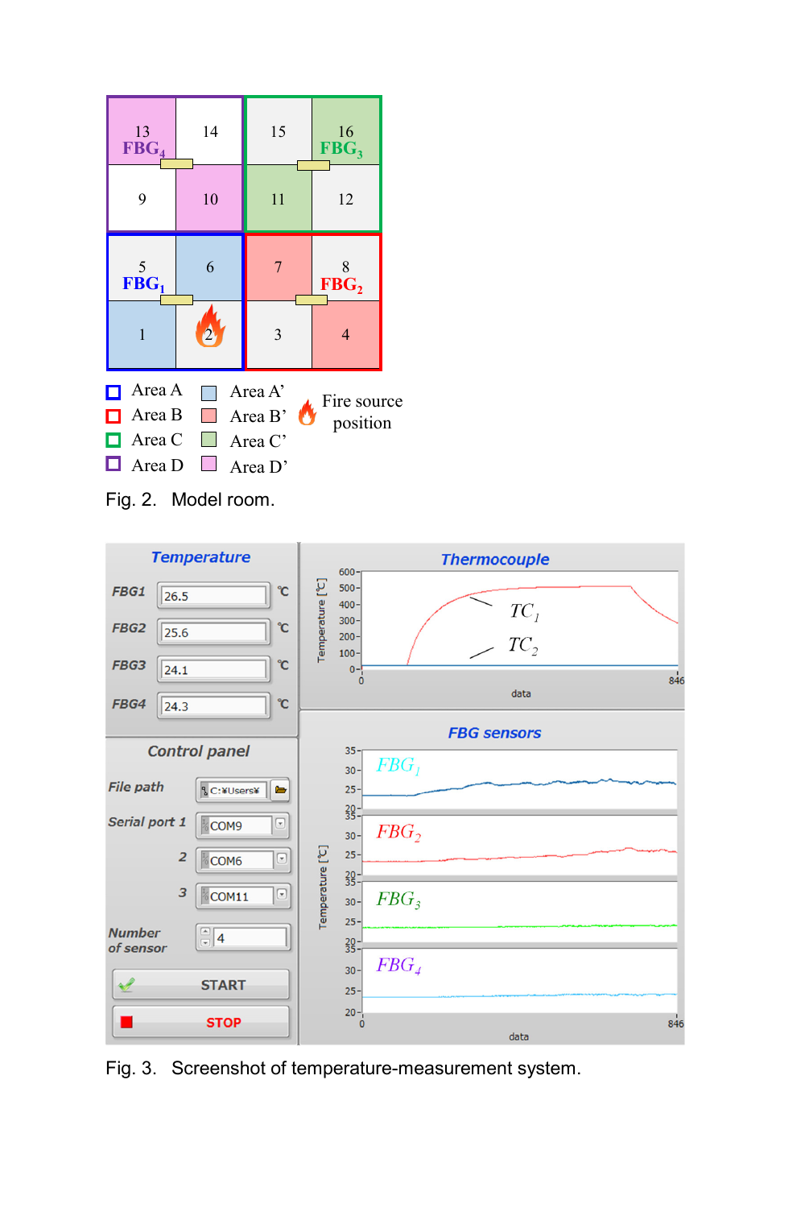Fig. 2.   Model room.

Fig. 3.   Screenshot of temperature-measurement system.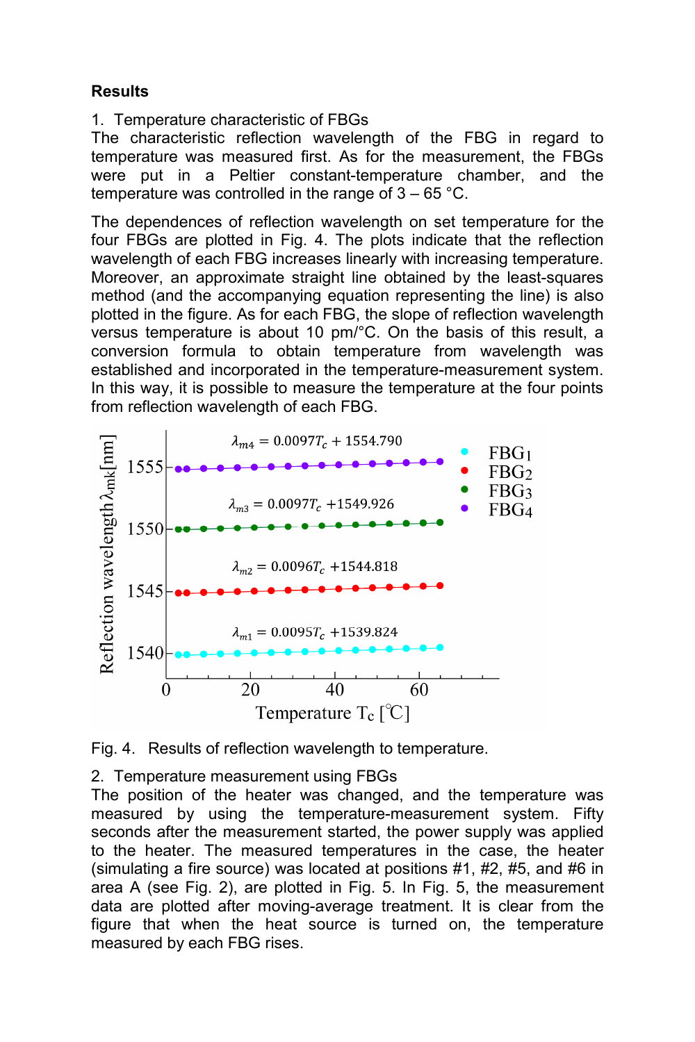## Results

1. Temperature characteristic of FBGs

The characteristic reflection wavelength of the FBG in regard to temperature was measured first. As for the measurement, the FBGs were put in a Peltier constant-temperature chamber, and the temperature was controlled in the range of 3 – 65 °C.

The dependences of reflection wavelength on set temperature for the four FBGs are plotted in Fig. 4. The plots indicate that the reflection wavelength of each FBG increases linearly with increasing temperature. Moreover, an approximate straight line obtained by the least-squares method (and the accompanying equation representing the line) is also plotted in the figure. As for each FBG, the slope of reflection wavelength versus temperature is about 10 pm/°C. On the basis of this result, a conversion formula to obtain temperature from wavelength was established and incorporated in the temperature-measurement system. In this way, it is possible to measure the temperature at the four points from reflection wavelength of each FBG.

Fig. 4. Results of reflection wavelength to temperature.

2. Temperature measurement using FBGs

The position of the heater was changed, and the temperature was measured by using the temperature-measurement system. Fifty seconds after the measurement started, the power supply was applied to the heater. The measured temperatures in the case, the heater (simulating a fire source) was located at positions #1, #2, #5, and #6 in area A (see Fig. 2), are plotted in Fig. 5. In Fig. 5, the measurement data are plotted after moving-average treatment. It is clear from the figure that when the heat source is turned on, the temperature measured by each FBG rises.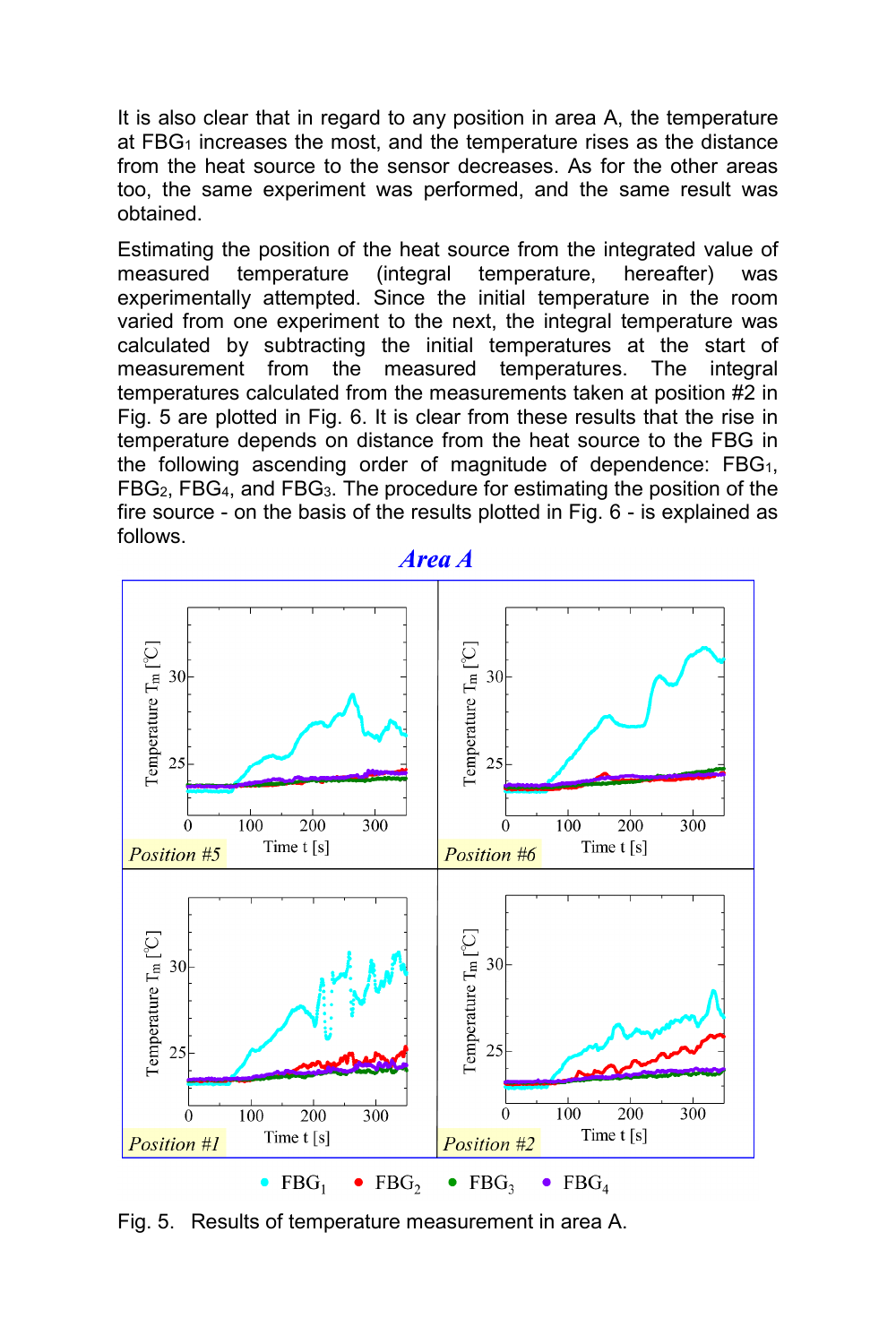It is also clear that in regard to any position in area A, the temperature at $FBG_1$ increases the most, and the temperature rises as the distance from the heat source to the sensor decreases. As for the other areas too, the same experiment was performed, and the same result was obtained.

Estimating the position of the heat source from the integrated value of measured temperature (integral temperature, hereafter) was experimentally attempted. Since the initial temperature in the room varied from one experiment to the next, the integral temperature was calculated by subtracting the initial temperatures at the start of measurement from the measured temperatures. The integral temperatures calculated from the measurements taken at position #2 in Fig. 5 are plotted in Fig. 6. It is clear from these results that the rise in temperature depends on distance from the heat source to the FBG in the following ascending order of magnitude of dependence: $FBG_1$, $FBG_2$, $FBG_4$, and $FBG_3$. The procedure for estimating the position of the fire source - on the basis of the results plotted in Fig. 6 - is explained as follows.

Fig. 5. Results of temperature measurement in area A.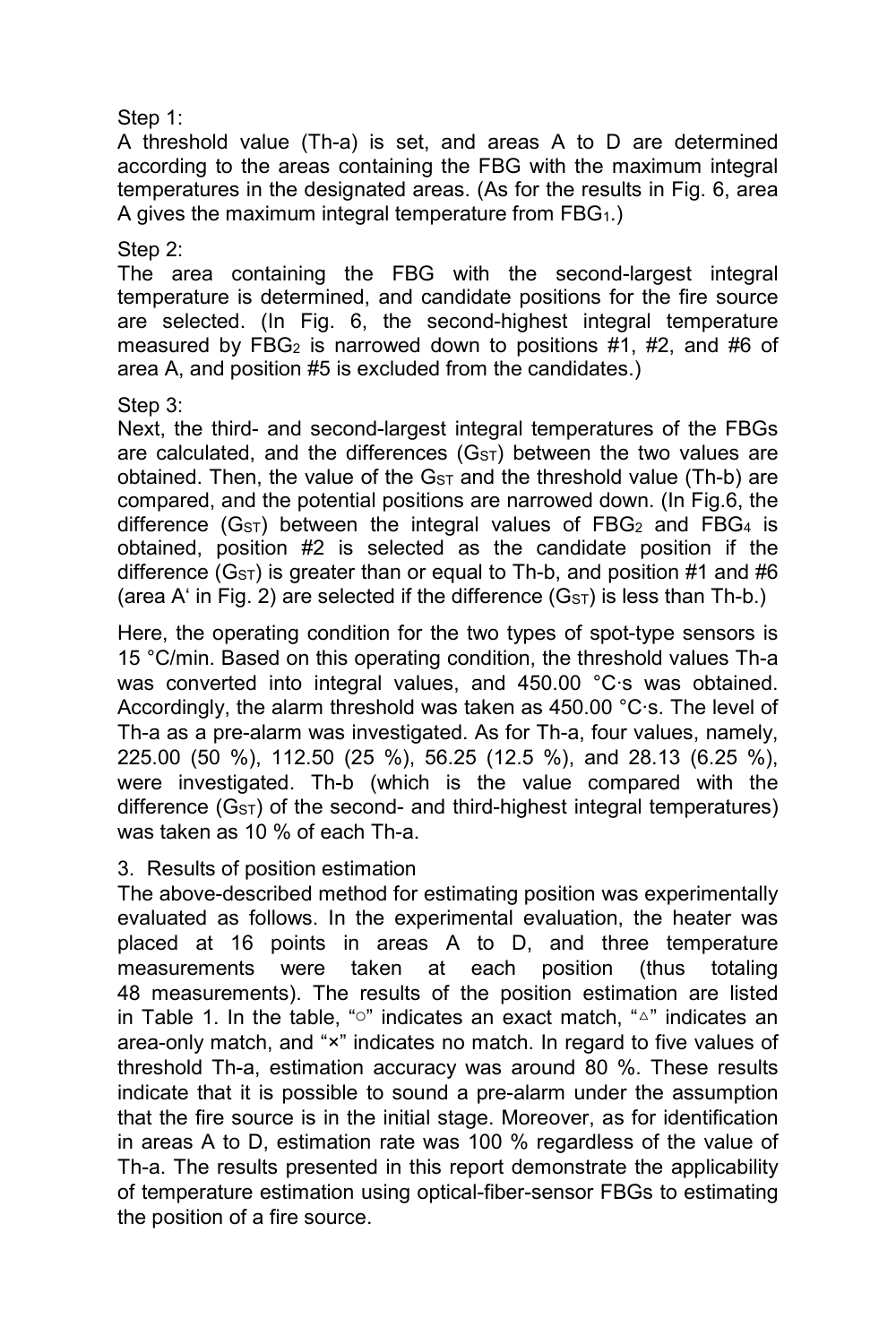Step 1:

A threshold value (Th-a) is set, and areas A to D are determined according to the areas containing the FBG with the maximum integral temperatures in the designated areas. (As for the results in Fig. 6, area A gives the maximum integral temperature from $FBG_1$.)

Step 2:

The area containing the FBG with the second-largest integral temperature is determined, and candidate positions for the fire source are selected. (In Fig. 6, the second-highest integral temperature measured by $FBG_2$ is narrowed down to positions #1, #2, and #6 of area A, and position #5 is excluded from the candidates.)

Step 3:

Next, the third- and second-largest integral temperatures of the FBGs are calculated, and the differences ($G_{ST}$) between the two values are obtained. Then, the value of the $G_{ST}$ and the threshold value (Th-b) are compared, and the potential positions are narrowed down. (In Fig.6, the difference ($G_{ST}$) between the integral values of $FBG_2$ and $FBG_4$ is obtained, position #2 is selected as the candidate position if the difference ($G_{ST}$) is greater than or equal to Th-b, and position #1 and #6 (area A' in Fig. 2) are selected if the difference ($G_{ST}$) is less than Th-b.)

Here, the operating condition for the two types of spot-type sensors is 15 °C/min. Based on this operating condition, the threshold values Th-a was converted into integral values, and 450.00 °C·s was obtained. Accordingly, the alarm threshold was taken as 450.00 °C·s. The level of Th-a as a pre-alarm was investigated. As for Th-a, four values, namely, 225.00 (50 %), 112.50 (25 %), 56.25 (12.5 %), and 28.13 (6.25 %), were investigated. Th-b (which is the value compared with the difference ($G_{ST}$) of the second- and third-highest integral temperatures) was taken as 10 % of each Th-a.

## 3. Results of position estimation

The above-described method for estimating position was experimentally evaluated as follows. In the experimental evaluation, the heater was placed at 16 points in areas A to D, and three temperature measurements were taken at each position (thus totaling 48 measurements). The results of the position estimation are listed in Table 1. In the table, "○" indicates an exact match, "△" indicates an area-only match, and "×" indicates no match. In regard to five values of threshold Th-a, estimation accuracy was around 80 %. These results indicate that it is possible to sound a pre-alarm under the assumption that the fire source is in the initial stage. Moreover, as for identification in areas A to D, estimation rate was 100 % regardless of the value of Th-a. The results presented in this report demonstrate the applicability of temperature estimation using optical-fiber-sensor FBGs to estimating the position of a fire source.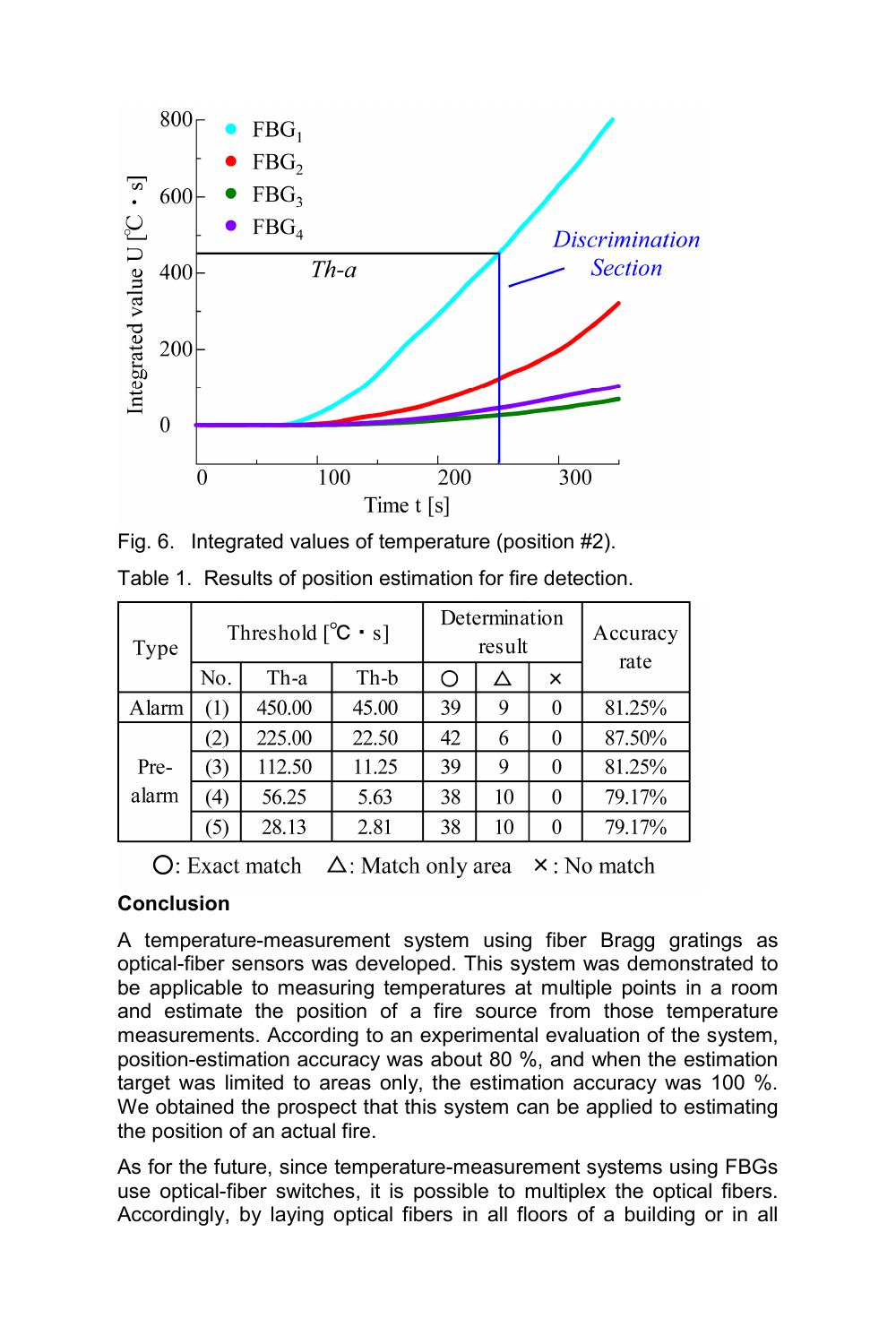Fig. 6. Integrated values of temperature (position #2).

Table 1. Results of position estimation for fire detection.

| Type | Threshold [℃・s] | | | Determination result | | | Accuracy rate |
|---|---|---|---|---|---|---|---|
| | No. | Th-a | Th-b | ○ | △ | × | |
| Alarm | (1) | 450.00 | 45.00 | 39 | 9 | 0 | 81.25% |
| Pre-alarm | (2) | 225.00 | 22.50 | 42 | 6 | 0 | 87.50% |
| | (3) | 112.50 | 11.25 | 39 | 9 | 0 | 81.25% |
| | (4) | 56.25 | 5.63 | 38 | 10 | 0 | 79.17% |
| | (5) | 28.13 | 2.81 | 38 | 10 | 0 | 79.17% |

○: Exact match  △: Match only area  ×: No match

**Conclusion**

A temperature-measurement system using fiber Bragg gratings as optical-fiber sensors was developed. This system was demonstrated to be applicable to measuring temperatures at multiple points in a room and estimate the position of a fire source from those temperature measurements. According to an experimental evaluation of the system, position-estimation accuracy was about 80 %, and when the estimation target was limited to areas only, the estimation accuracy was 100 %. We obtained the prospect that this system can be applied to estimating the position of an actual fire.

As for the future, since temperature-measurement systems using FBGs use optical-fiber switches, it is possible to multiplex the optical fibers. Accordingly, by laying optical fibers in all floors of a building or in all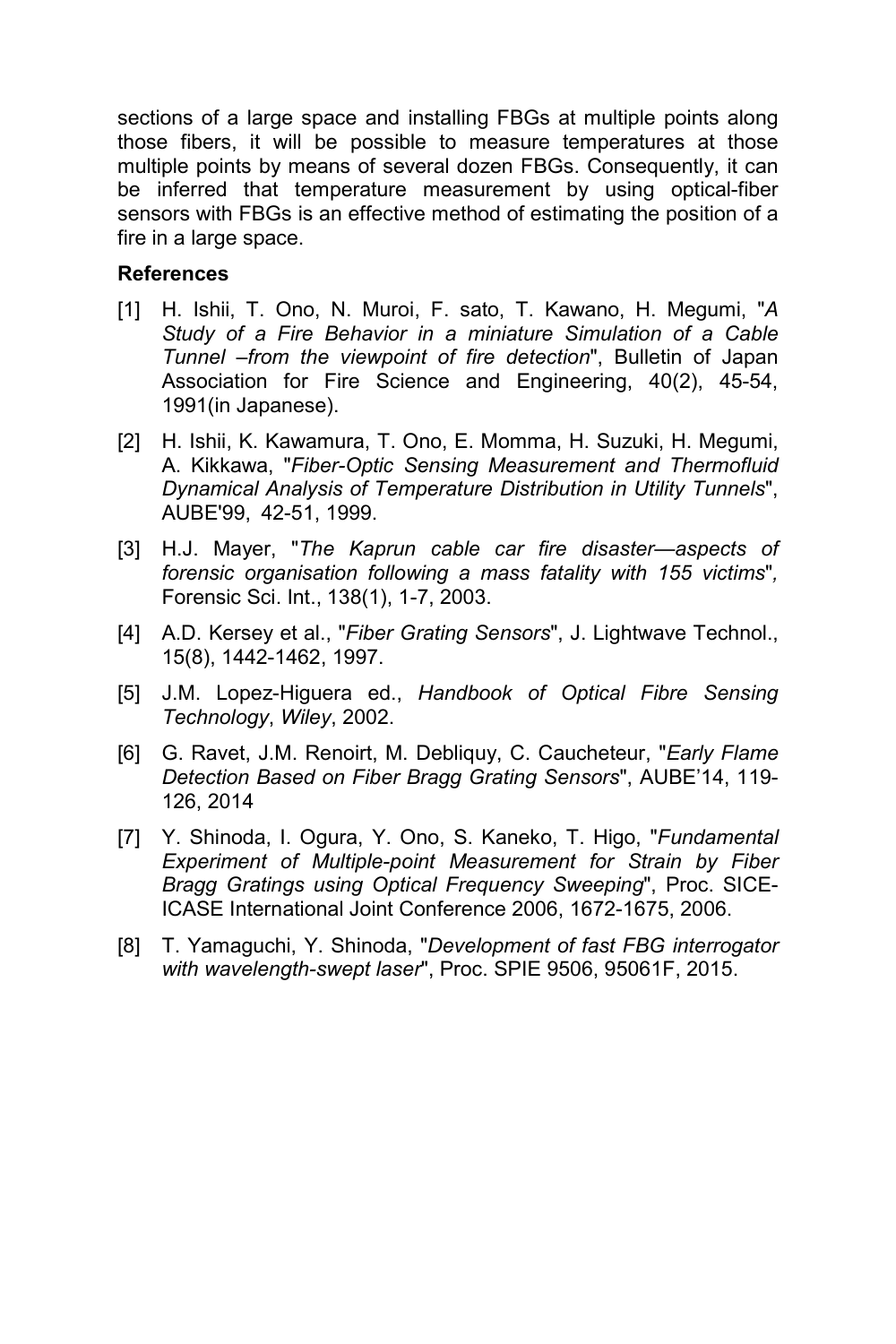sections of a large space and installing FBGs at multiple points along those fibers, it will be possible to measure temperatures at those multiple points by means of several dozen FBGs. Consequently, it can be inferred that temperature measurement by using optical-fiber sensors with FBGs is an effective method of estimating the position of a fire in a large space.

**References**

[1] H. Ishii, T. Ono, N. Muroi, F. sato, T. Kawano, H. Megumi, "*A Study of a Fire Behavior in a miniature Simulation of a Cable Tunnel –from the viewpoint of fire detection*", Bulletin of Japan Association for Fire Science and Engineering, 40(2), 45-54, 1991(in Japanese).

[2] H. Ishii, K. Kawamura, T. Ono, E. Momma, H. Suzuki, H. Megumi, A. Kikkawa, "*Fiber-Optic Sensing Measurement and Thermofluid Dynamical Analysis of Temperature Distribution in Utility Tunnels*", AUBE'99, 42-51, 1999.

[3] H.J. Mayer, "*The Kaprun cable car fire disaster—aspects of forensic organisation following a mass fatality with 155 victims*", Forensic Sci. Int., 138(1), 1-7, 2003.

[4] A.D. Kersey et al., "*Fiber Grating Sensors*", J. Lightwave Technol., 15(8), 1442-1462, 1997.

[5] J.M. Lopez-Higuera ed., *Handbook of Optical Fibre Sensing Technology*, *Wiley*, 2002.

[6] G. Ravet, J.M. Renoirt, M. Debliquy, C. Caucheteur, "*Early Flame Detection Based on Fiber Bragg Grating Sensors*", AUBE'14, 119-126, 2014

[7] Y. Shinoda, I. Ogura, Y. Ono, S. Kaneko, T. Higo, "*Fundamental Experiment of Multiple-point Measurement for Strain by Fiber Bragg Gratings using Optical Frequency Sweeping*", Proc. SICE-ICASE International Joint Conference 2006, 1672-1675, 2006.

[8] T. Yamaguchi, Y. Shinoda, "*Development of fast FBG interrogator with wavelength-swept laser*", Proc. SPIE 9506, 95061F, 2015.